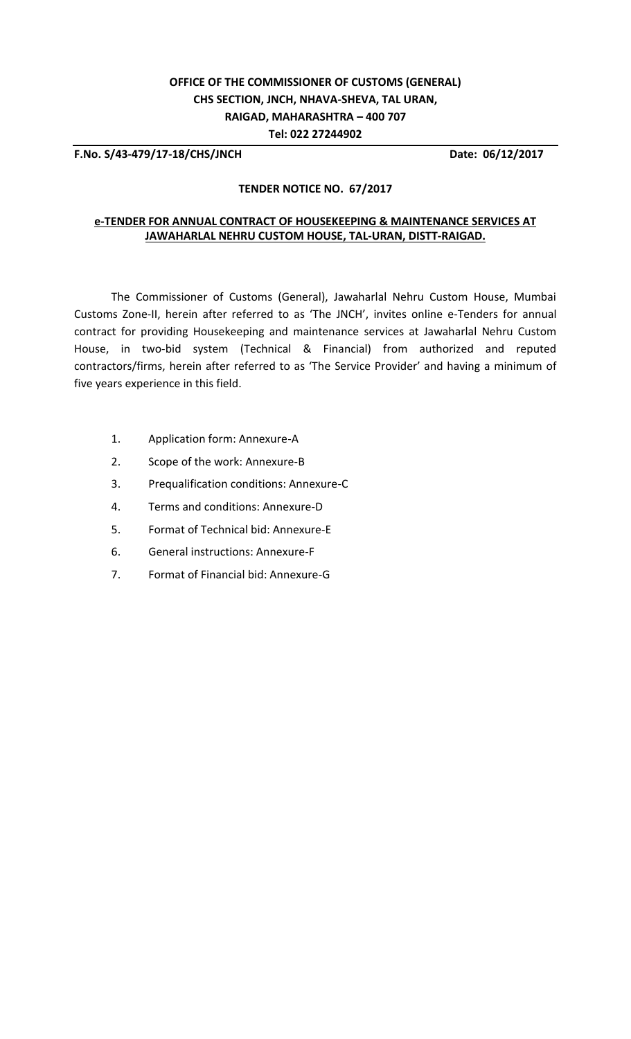**OFFICE OF THE COMMISSIONER OF CUSTOMS (GENERAL)**
**CHS SECTION, JNCH, NHAVA-SHEVA, TAL URAN,**
**RAIGAD, MAHARASHTRA – 400 707**
**Tel: 022 27244902**

**F.No. S/43-479/17-18/CHS/JNCH** **Date: 06/12/2017**

**TENDER NOTICE NO. 67/2017**

**e-TENDER FOR ANNUAL CONTRACT OF HOUSEKEEPING & MAINTENANCE SERVICES AT JAWAHARLAL NEHRU CUSTOM HOUSE, TAL-URAN, DISTT-RAIGAD.**

The Commissioner of Customs (General), Jawaharlal Nehru Custom House, Mumbai Customs Zone-II, herein after referred to as 'The JNCH', invites online e-Tenders for annual contract for providing Housekeeping and maintenance services at Jawaharlal Nehru Custom House, in two-bid system (Technical & Financial) from authorized and reputed contractors/firms, herein after referred to as 'The Service Provider' and having a minimum of five years experience in this field.

1. Application form: Annexure-A
2. Scope of the work: Annexure-B
3. Prequalification conditions: Annexure-C
4. Terms and conditions: Annexure-D
5. Format of Technical bid: Annexure-E
6. General instructions: Annexure-F
7. Format of Financial bid: Annexure-G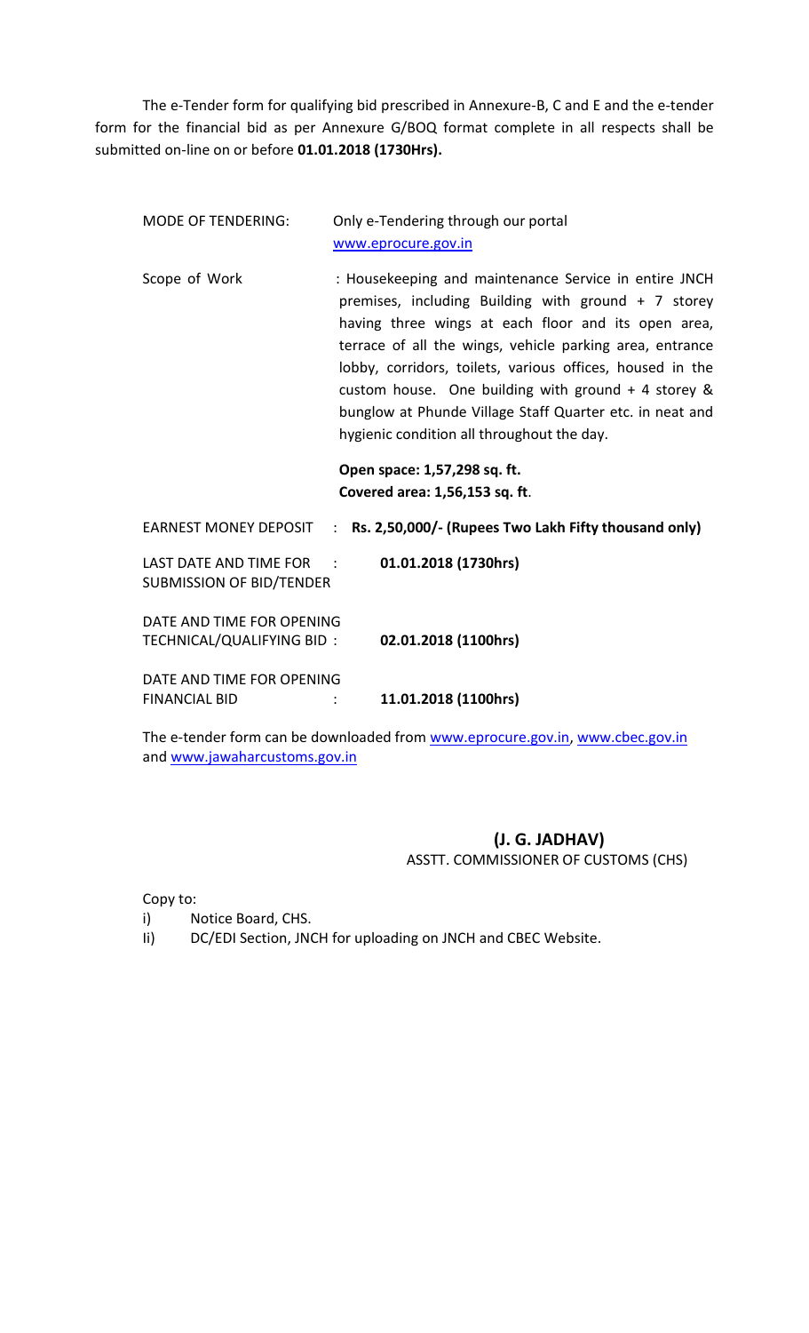The e-Tender form for qualifying bid prescribed in Annexure-B, C and E and the e-tender form for the financial bid as per Annexure G/BOQ format complete in all respects shall be submitted on-line on or before **01.01.2018 (1730Hrs).**

| | |
|---|---|
| MODE OF TENDERING: | Only e-Tendering through our portal www.eprocure.gov.in |
| Scope of Work | : Housekeeping and maintenance Service in entire JNCH premises, including Building with ground + 7 storey having three wings at each floor and its open area, terrace of all the wings, vehicle parking area, entrance lobby, corridors, toilets, various offices, housed in the custom house. One building with ground + 4 storey & bunglow at Phunde Village Staff Quarter etc. in neat and hygienic condition all throughout the day.<br><br>**Open space: 1,57,298 sq. ft.**<br>**Covered area: 1,56,153 sq. ft**. |
| EARNEST MONEY DEPOSIT | : **Rs. 2,50,000/- (Rupees Two Lakh Fifty thousand only)** |
| LAST DATE AND TIME FOR SUBMISSION OF BID/TENDER | : **01.01.2018 (1730hrs)** |
| DATE AND TIME FOR OPENING TECHNICAL/QUALIFYING BID | : **02.01.2018 (1100hrs)** |
| DATE AND TIME FOR OPENING FINANCIAL BID | : **11.01.2018 (1100hrs)** |

The e-tender form can be downloaded from www.eprocure.gov.in, www.cbec.gov.in and www.jawaharcustoms.gov.in

**(J. G. JADHAV)**
ASSTT. COMMISSIONER OF CUSTOMS (CHS)

Copy to:

i) Notice Board, CHS.

Ii) DC/EDI Section, JNCH for uploading on JNCH and CBEC Website.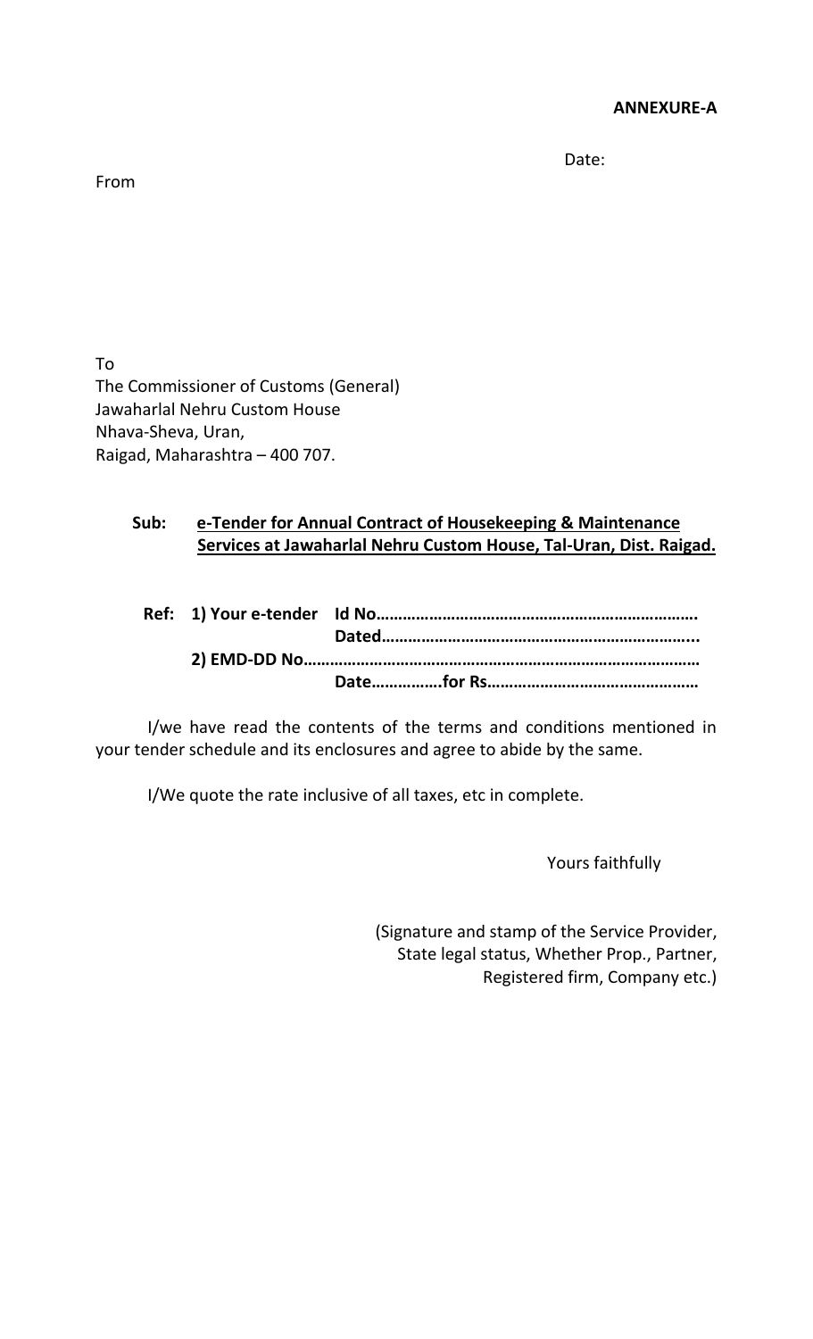**ANNEXURE-A**

Date:

From

To
The Commissioner of Customs (General)
Jawaharlal Nehru Custom House
Nhava-Sheva, Uran,
Raigad, Maharashtra – 400 707.

**Sub:** **e-Tender for Annual Contract of Housekeeping & Maintenance Services at Jawaharlal Nehru Custom House, Tal-Uran, Dist. Raigad.**

**Ref: 1) Your e-tender Id No……………………………………………………………….**
**Dated…………………………………………………………...**
**2) EMD-DD No…………………………………………………………………………….**
**Date…………….for Rs………………………………………**

I/we have read the contents of the terms and conditions mentioned in your tender schedule and its enclosures and agree to abide by the same.

I/We quote the rate inclusive of all taxes, etc in complete.

Yours faithfully

(Signature and stamp of the Service Provider, State legal status, Whether Prop., Partner, Registered firm, Company etc.)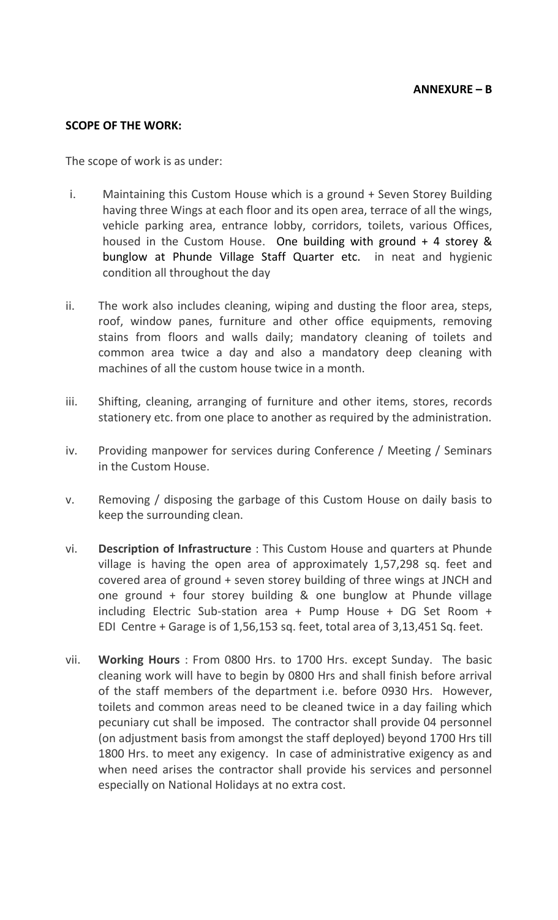**ANNEXURE – B**

**SCOPE OF THE WORK:**

The scope of work is as under:

i. Maintaining this Custom House which is a ground + Seven Storey Building having three Wings at each floor and its open area, terrace of all the wings, vehicle parking area, entrance lobby, corridors, toilets, various Offices, housed in the Custom House. One building with ground + 4 storey & bunglow at Phunde Village Staff Quarter etc. in neat and hygienic condition all throughout the day

ii. The work also includes cleaning, wiping and dusting the floor area, steps, roof, window panes, furniture and other office equipments, removing stains from floors and walls daily; mandatory cleaning of toilets and common area twice a day and also a mandatory deep cleaning with machines of all the custom house twice in a month.

iii. Shifting, cleaning, arranging of furniture and other items, stores, records stationery etc. from one place to another as required by the administration.

iv. Providing manpower for services during Conference / Meeting / Seminars in the Custom House.

v. Removing / disposing the garbage of this Custom House on daily basis to keep the surrounding clean.

vi. **Description of Infrastructure** : This Custom House and quarters at Phunde village is having the open area of approximately 1,57,298 sq. feet and covered area of ground + seven storey building of three wings at JNCH and one ground + four storey building & one bunglow at Phunde village including Electric Sub-station area + Pump House + DG Set Room + EDI Centre + Garage is of 1,56,153 sq. feet, total area of 3,13,451 Sq. feet.

vii. **Working Hours** : From 0800 Hrs. to 1700 Hrs. except Sunday. The basic cleaning work will have to begin by 0800 Hrs and shall finish before arrival of the staff members of the department i.e. before 0930 Hrs. However, toilets and common areas need to be cleaned twice in a day failing which pecuniary cut shall be imposed. The contractor shall provide 04 personnel (on adjustment basis from amongst the staff deployed) beyond 1700 Hrs till 1800 Hrs. to meet any exigency. In case of administrative exigency as and when need arises the contractor shall provide his services and personnel especially on National Holidays at no extra cost.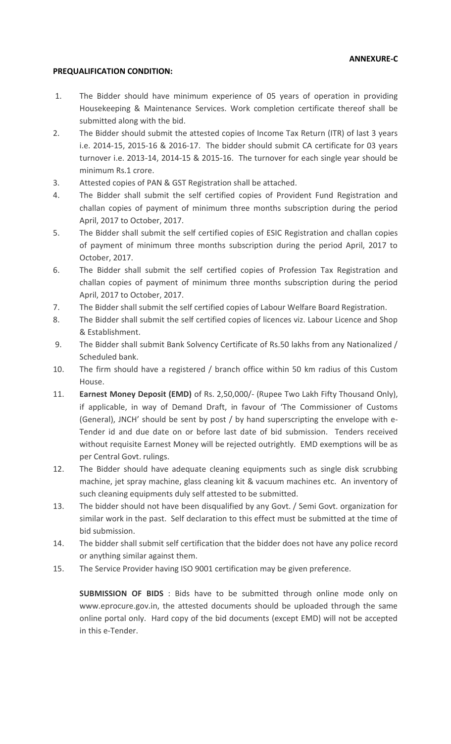**ANNEXURE-C**

**PREQUALIFICATION CONDITION:**

1. The Bidder should have minimum experience of 05 years of operation in providing Housekeeping & Maintenance Services. Work completion certificate thereof shall be submitted along with the bid.
2. The Bidder should submit the attested copies of Income Tax Return (ITR) of last 3 years i.e. 2014-15, 2015-16 & 2016-17. The bidder should submit CA certificate for 03 years turnover i.e. 2013-14, 2014-15 & 2015-16. The turnover for each single year should be minimum Rs.1 crore.
3. Attested copies of PAN & GST Registration shall be attached.
4. The Bidder shall submit the self certified copies of Provident Fund Registration and challan copies of payment of minimum three months subscription during the period April, 2017 to October, 2017.
5. The Bidder shall submit the self certified copies of ESIC Registration and challan copies of payment of minimum three months subscription during the period April, 2017 to October, 2017.
6. The Bidder shall submit the self certified copies of Profession Tax Registration and challan copies of payment of minimum three months subscription during the period April, 2017 to October, 2017.
7. The Bidder shall submit the self certified copies of Labour Welfare Board Registration.
8. The Bidder shall submit the self certified copies of licences viz. Labour Licence and Shop & Establishment.
9. The Bidder shall submit Bank Solvency Certificate of Rs.50 lakhs from any Nationalized / Scheduled bank.
10. The firm should have a registered / branch office within 50 km radius of this Custom House.
11. **Earnest Money Deposit (EMD)** of Rs. 2,50,000/- (Rupee Two Lakh Fifty Thousand Only), if applicable, in way of Demand Draft, in favour of 'The Commissioner of Customs (General), JNCH' should be sent by post / by hand superscripting the envelope with e-Tender id and due date on or before last date of bid submission. Tenders received without requisite Earnest Money will be rejected outrightly. EMD exemptions will be as per Central Govt. rulings.
12. The Bidder should have adequate cleaning equipments such as single disk scrubbing machine, jet spray machine, glass cleaning kit & vacuum machines etc. An inventory of such cleaning equipments duly self attested to be submitted.
13. The bidder should not have been disqualified by any Govt. / Semi Govt. organization for similar work in the past. Self declaration to this effect must be submitted at the time of bid submission.
14. The bidder shall submit self certification that the bidder does not have any police record or anything similar against them.
15. The Service Provider having ISO 9001 certification may be given preference.

**SUBMISSION OF BIDS** : Bids have to be submitted through online mode only on www.eprocure.gov.in, the attested documents should be uploaded through the same online portal only. Hard copy of the bid documents (except EMD) will not be accepted in this e-Tender.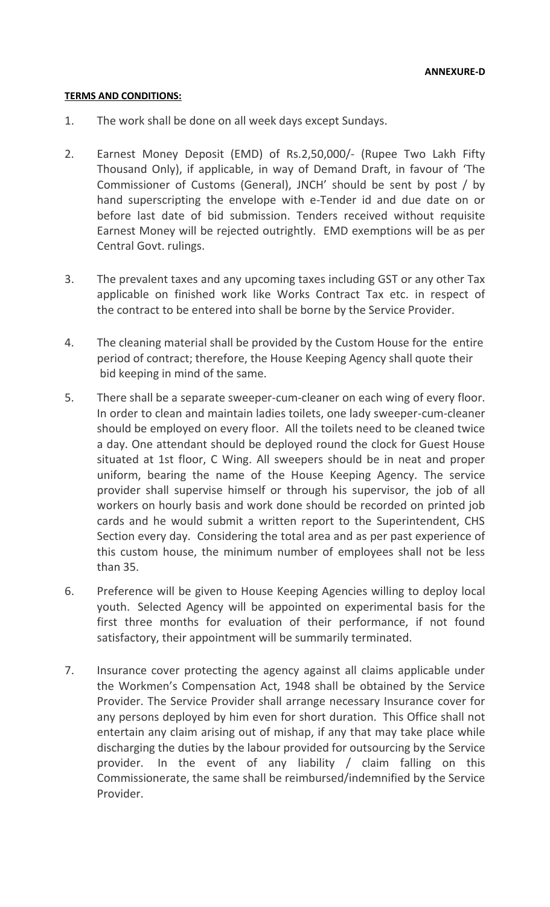**ANNEXURE-D**

**TERMS AND CONDITIONS:**

1. The work shall be done on all week days except Sundays.

2. Earnest Money Deposit (EMD) of Rs.2,50,000/- (Rupee Two Lakh Fifty Thousand Only), if applicable, in way of Demand Draft, in favour of 'The Commissioner of Customs (General), JNCH' should be sent by post / by hand superscripting the envelope with e-Tender id and due date on or before last date of bid submission. Tenders received without requisite Earnest Money will be rejected outrightly. EMD exemptions will be as per Central Govt. rulings.

3. The prevalent taxes and any upcoming taxes including GST or any other Tax applicable on finished work like Works Contract Tax etc. in respect of the contract to be entered into shall be borne by the Service Provider.

4. The cleaning material shall be provided by the Custom House for the entire period of contract; therefore, the House Keeping Agency shall quote their bid keeping in mind of the same.

5. There shall be a separate sweeper-cum-cleaner on each wing of every floor. In order to clean and maintain ladies toilets, one lady sweeper-cum-cleaner should be employed on every floor. All the toilets need to be cleaned twice a day. One attendant should be deployed round the clock for Guest House situated at 1st floor, C Wing. All sweepers should be in neat and proper uniform, bearing the name of the House Keeping Agency. The service provider shall supervise himself or through his supervisor, the job of all workers on hourly basis and work done should be recorded on printed job cards and he would submit a written report to the Superintendent, CHS Section every day. Considering the total area and as per past experience of this custom house, the minimum number of employees shall not be less than 35.

6. Preference will be given to House Keeping Agencies willing to deploy local youth. Selected Agency will be appointed on experimental basis for the first three months for evaluation of their performance, if not found satisfactory, their appointment will be summarily terminated.

7. Insurance cover protecting the agency against all claims applicable under the Workmen's Compensation Act, 1948 shall be obtained by the Service Provider. The Service Provider shall arrange necessary Insurance cover for any persons deployed by him even for short duration. This Office shall not entertain any claim arising out of mishap, if any that may take place while discharging the duties by the labour provided for outsourcing by the Service provider. In the event of any liability / claim falling on this Commissionerate, the same shall be reimbursed/indemnified by the Service Provider.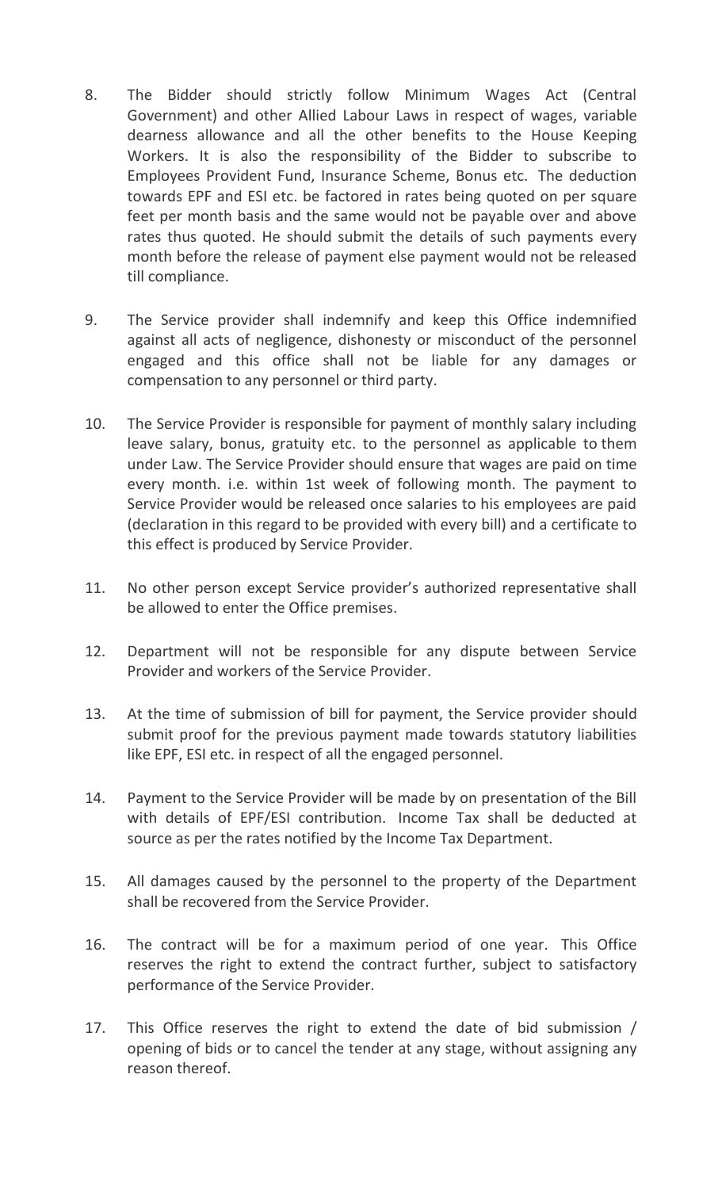8. The Bidder should strictly follow Minimum Wages Act (Central Government) and other Allied Labour Laws in respect of wages, variable dearness allowance and all the other benefits to the House Keeping Workers. It is also the responsibility of the Bidder to subscribe to Employees Provident Fund, Insurance Scheme, Bonus etc. The deduction towards EPF and ESI etc. be factored in rates being quoted on per square feet per month basis and the same would not be payable over and above rates thus quoted. He should submit the details of such payments every month before the release of payment else payment would not be released till compliance.

9. The Service provider shall indemnify and keep this Office indemnified against all acts of negligence, dishonesty or misconduct of the personnel engaged and this office shall not be liable for any damages or compensation to any personnel or third party.

10. The Service Provider is responsible for payment of monthly salary including leave salary, bonus, gratuity etc. to the personnel as applicable to them under Law. The Service Provider should ensure that wages are paid on time every month. i.e. within 1st week of following month. The payment to Service Provider would be released once salaries to his employees are paid (declaration in this regard to be provided with every bill) and a certificate to this effect is produced by Service Provider.

11. No other person except Service provider's authorized representative shall be allowed to enter the Office premises.

12. Department will not be responsible for any dispute between Service Provider and workers of the Service Provider.

13. At the time of submission of bill for payment, the Service provider should submit proof for the previous payment made towards statutory liabilities like EPF, ESI etc. in respect of all the engaged personnel.

14. Payment to the Service Provider will be made by on presentation of the Bill with details of EPF/ESI contribution. Income Tax shall be deducted at source as per the rates notified by the Income Tax Department.

15. All damages caused by the personnel to the property of the Department shall be recovered from the Service Provider.

16. The contract will be for a maximum period of one year. This Office reserves the right to extend the contract further, subject to satisfactory performance of the Service Provider.

17. This Office reserves the right to extend the date of bid submission / opening of bids or to cancel the tender at any stage, without assigning any reason thereof.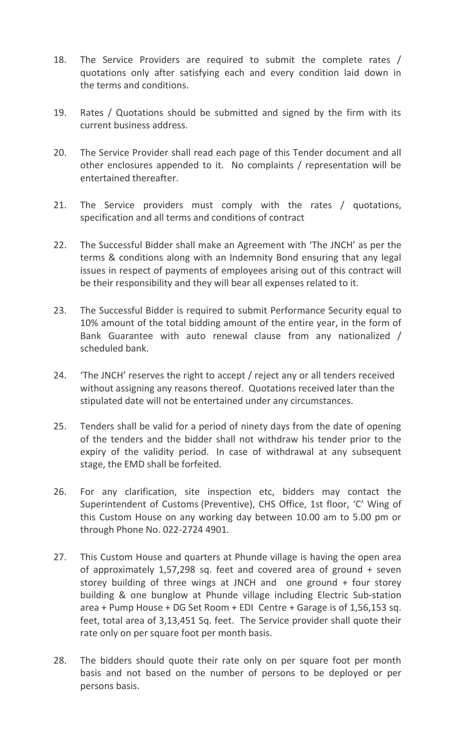18. The Service Providers are required to submit the complete rates / quotations only after satisfying each and every condition laid down in the terms and conditions.

19. Rates / Quotations should be submitted and signed by the firm with its current business address.

20. The Service Provider shall read each page of this Tender document and all other enclosures appended to it. No complaints / representation will be entertained thereafter.

21. The Service providers must comply with the rates / quotations, specification and all terms and conditions of contract

22. The Successful Bidder shall make an Agreement with 'The JNCH' as per the terms & conditions along with an Indemnity Bond ensuring that any legal issues in respect of payments of employees arising out of this contract will be their responsibility and they will bear all expenses related to it.

23. The Successful Bidder is required to submit Performance Security equal to 10% amount of the total bidding amount of the entire year, in the form of Bank Guarantee with auto renewal clause from any nationalized / scheduled bank.

24. 'The JNCH' reserves the right to accept / reject any or all tenders received without assigning any reasons thereof. Quotations received later than the stipulated date will not be entertained under any circumstances.

25. Tenders shall be valid for a period of ninety days from the date of opening of the tenders and the bidder shall not withdraw his tender prior to the expiry of the validity period. In case of withdrawal at any subsequent stage, the EMD shall be forfeited.

26. For any clarification, site inspection etc, bidders may contact the Superintendent of Customs (Preventive), CHS Office, 1st floor, 'C' Wing of this Custom House on any working day between 10.00 am to 5.00 pm or through Phone No. 022-2724 4901.

27. This Custom House and quarters at Phunde village is having the open area of approximately 1,57,298 sq. feet and covered area of ground + seven storey building of three wings at JNCH and one ground + four storey building & one bunglow at Phunde village including Electric Sub-station area + Pump House + DG Set Room + EDI Centre + Garage is of 1,56,153 sq. feet, total area of 3,13,451 Sq. feet. The Service provider shall quote their rate only on per square foot per month basis.

28. The bidders should quote their rate only on per square foot per month basis and not based on the number of persons to be deployed or per persons basis.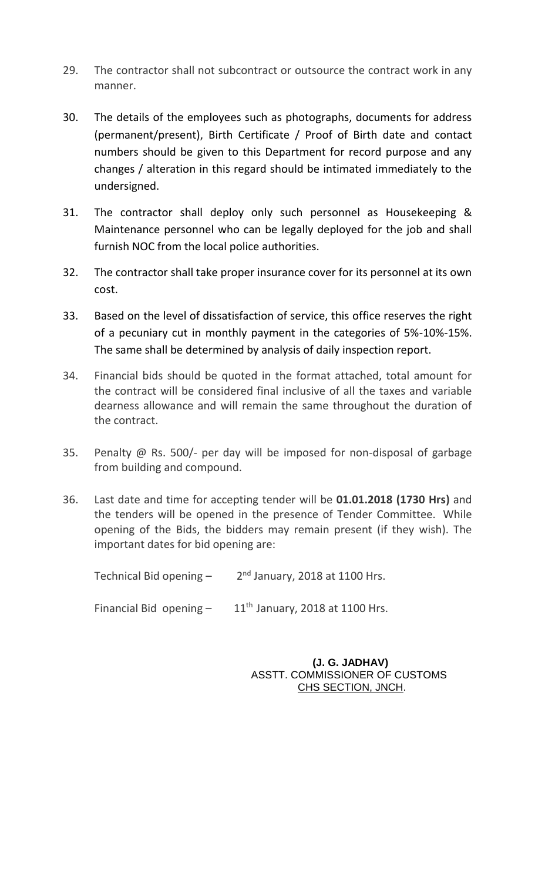29. The contractor shall not subcontract or outsource the contract work in any manner.

30. The details of the employees such as photographs, documents for address (permanent/present), Birth Certificate / Proof of Birth date and contact numbers should be given to this Department for record purpose and any changes / alteration in this regard should be intimated immediately to the undersigned.

31. The contractor shall deploy only such personnel as Housekeeping & Maintenance personnel who can be legally deployed for the job and shall furnish NOC from the local police authorities.

32. The contractor shall take proper insurance cover for its personnel at its own cost.

33. Based on the level of dissatisfaction of service, this office reserves the right of a pecuniary cut in monthly payment in the categories of 5%-10%-15%. The same shall be determined by analysis of daily inspection report.

34. Financial bids should be quoted in the format attached, total amount for the contract will be considered final inclusive of all the taxes and variable dearness allowance and will remain the same throughout the duration of the contract.

35. Penalty @ Rs. 500/- per day will be imposed for non-disposal of garbage from building and compound.

36. Last date and time for accepting tender will be **01.01.2018 (1730 Hrs)** and the tenders will be opened in the presence of Tender Committee. While opening of the Bids, the bidders may remain present (if they wish). The important dates for bid opening are:

    Technical Bid opening – 2nd January, 2018 at 1100 Hrs.

    Financial Bid opening – 11th January, 2018 at 1100 Hrs.

**(J. G. JADHAV)**
ASSTT. COMMISSIONER OF CUSTOMS
CHS SECTION, JNCH.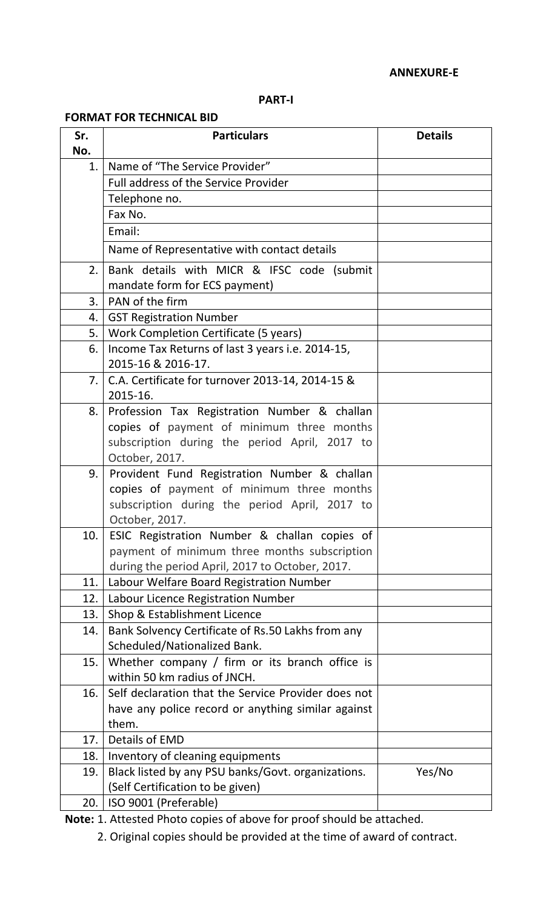**ANNEXURE-E**

**PART-I**

**FORMAT FOR TECHNICAL BID**

| Sr. No. | Particulars | Details |
|---|---|---|
| 1. | Name of "The Service Provider" | |
| | Full address of the Service Provider | |
| | Telephone no. | |
| | Fax No. | |
| | Email: | |
| | Name of Representative with contact details | |
| 2. | Bank details with MICR & IFSC code (submit mandate form for ECS payment) | |
| 3. | PAN of the firm | |
| 4. | GST Registration Number | |
| 5. | Work Completion Certificate (5 years) | |
| 6. | Income Tax Returns of last 3 years i.e. 2014-15, 2015-16 & 2016-17. | |
| 7. | C.A. Certificate for turnover 2013-14, 2014-15 & 2015-16. | |
| 8. | Profession Tax Registration Number & challan copies of payment of minimum three months subscription during the period April, 2017 to October, 2017. | |
| 9. | Provident Fund Registration Number & challan copies of payment of minimum three months subscription during the period April, 2017 to October, 2017. | |
| 10. | ESIC Registration Number & challan copies of payment of minimum three months subscription during the period April, 2017 to October, 2017. | |
| 11. | Labour Welfare Board Registration Number | |
| 12. | Labour Licence Registration Number | |
| 13. | Shop & Establishment Licence | |
| 14. | Bank Solvency Certificate of Rs.50 Lakhs from any Scheduled/Nationalized Bank. | |
| 15. | Whether company / firm or its branch office is within 50 km radius of JNCH. | |
| 16. | Self declaration that the Service Provider does not have any police record or anything similar against them. | |
| 17. | Details of EMD | |
| 18. | Inventory of cleaning equipments | |
| 19. | Black listed by any PSU banks/Govt. organizations. (Self Certification to be given) | Yes/No |
| 20. | ISO 9001 (Preferable) | |

**Note:** 1. Attested Photo copies of above for proof should be attached.

2. Original copies should be provided at the time of award of contract.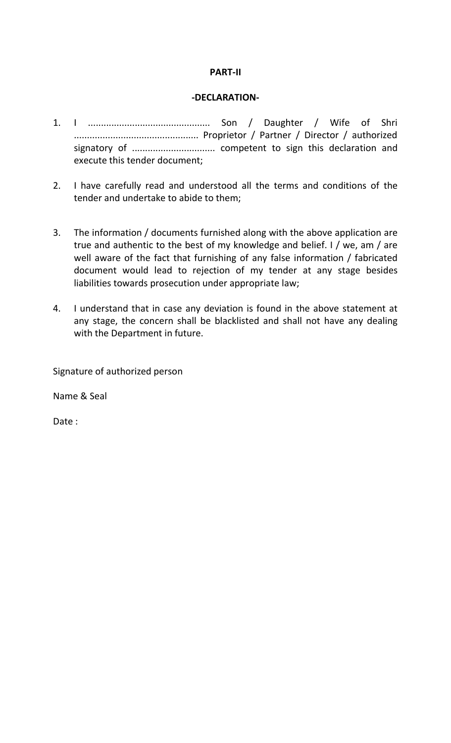**PART-II**

**-DECLARATION-**

1. I .............................................. Son / Daughter / Wife of Shri ............................................... Proprietor / Partner / Director / authorized signatory of ................................ competent to sign this declaration and execute this tender document;

2. I have carefully read and understood all the terms and conditions of the tender and undertake to abide to them;

3. The information / documents furnished along with the above application are true and authentic to the best of my knowledge and belief. I / we, am / are well aware of the fact that furnishing of any false information / fabricated document would lead to rejection of my tender at any stage besides liabilities towards prosecution under appropriate law;

4. I understand that in case any deviation is found in the above statement at any stage, the concern shall be blacklisted and shall not have any dealing with the Department in future.

Signature of authorized person

Name & Seal

Date :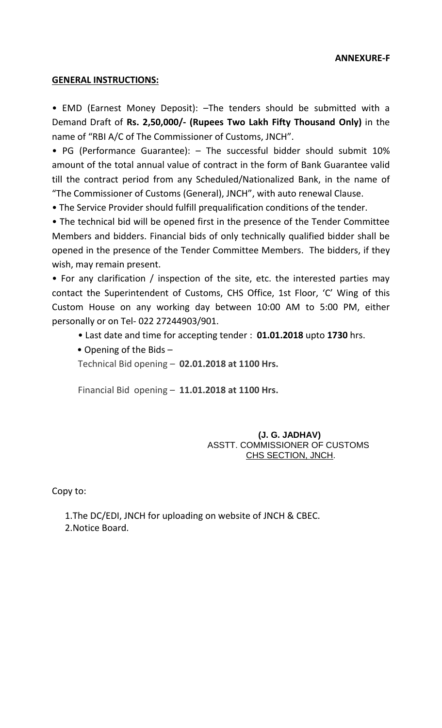**ANNEXURE-F**

## GENERAL INSTRUCTIONS:

• EMD (Earnest Money Deposit): –The tenders should be submitted with a Demand Draft of **Rs. 2,50,000/- (Rupees Two Lakh Fifty Thousand Only)** in the name of "RBI A/C of The Commissioner of Customs, JNCH".

• PG (Performance Guarantee): – The successful bidder should submit 10% amount of the total annual value of contract in the form of Bank Guarantee valid till the contract period from any Scheduled/Nationalized Bank, in the name of "The Commissioner of Customs (General), JNCH", with auto renewal Clause.

• The Service Provider should fulfill prequalification conditions of the tender.

• The technical bid will be opened first in the presence of the Tender Committee Members and bidders. Financial bids of only technically qualified bidder shall be opened in the presence of the Tender Committee Members. The bidders, if they wish, may remain present.

• For any clarification / inspection of the site, etc. the interested parties may contact the Superintendent of Customs, CHS Office, 1st Floor, 'C' Wing of this Custom House on any working day between 10:00 AM to 5:00 PM, either personally or on Tel- 022 27244903/901.

• Last date and time for accepting tender : **01.01.2018** upto **1730** hrs.

• Opening of the Bids –

Technical Bid opening – **02.01.2018 at 1100 Hrs.**

Financial Bid opening – **11.01.2018 at 1100 Hrs.**

**(J. G. JADHAV)**
ASSTT. COMMISSIONER OF CUSTOMS
CHS SECTION, JNCH.

Copy to:

1. The DC/EDI, JNCH for uploading on website of JNCH & CBEC.
2. Notice Board.